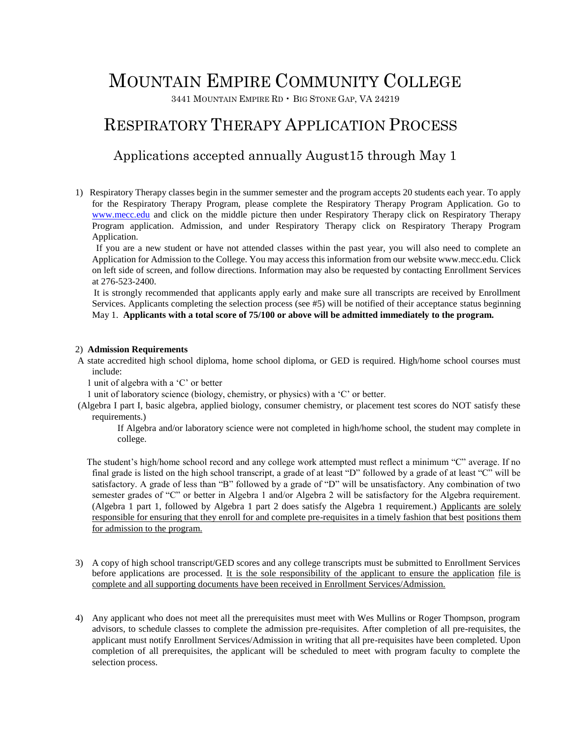# MOUNTAIN EMPIRE COMMUNITY COLLEGE

3441 MOUNTAIN EMPIRE RD • BIG STONE GAP, VA 24219

# RESPIRATORY THERAPY APPLICATION PROCESS

## Applications accepted annually August15 through May 1

1) Respiratory Therapy classes begin in the summer semester and the program accepts 20 students each year. To apply for the Respiratory Therapy Program, please complete the Respiratory Therapy Program Application. Go to www.mecc.edu and click on the middle picture then under Respiratory Therapy click on Respiratory Therapy Program application. Admission, and under Respiratory Therapy click on Respiratory Therapy Program Application.

   If you are a new student or have not attended classes within the past year, you will also need to complete an Application for Admission to the College. You may access this information from our website www.mecc.edu. Click on left side of screen, and follow directions. Information may also be requested by contacting Enrollment Services at 276-523-2400.

   It is strongly recommended that applicants apply early and make sure all transcripts are received by Enrollment Services. Applicants completing the selection process (see #5) will be notified of their acceptance status beginning May 1. **Applicants with a total score of 75/100 or above will be admitted immediately to the program.**

2) **Admission Requirements**

A state accredited high school diploma, home school diploma, or GED is required. High/home school courses must include:

1 unit of algebra with a 'C' or better

1 unit of laboratory science (biology, chemistry, or physics) with a 'C' or better.

(Algebra I part I, basic algebra, applied biology, consumer chemistry, or placement test scores do NOT satisfy these requirements.)

If Algebra and/or laboratory science were not completed in high/home school, the student may complete in college.

The student's high/home school record and any college work attempted must reflect a minimum "C" average. If no final grade is listed on the high school transcript, a grade of at least "D" followed by a grade of at least "C" will be satisfactory. A grade of less than "B" followed by a grade of "D" will be unsatisfactory. Any combination of two semester grades of "C" or better in Algebra 1 and/or Algebra 2 will be satisfactory for the Algebra requirement. (Algebra 1 part 1, followed by Algebra 1 part 2 does satisfy the Algebra 1 requirement.) Applicants are solely responsible for ensuring that they enroll for and complete pre-requisites in a timely fashion that best positions them for admission to the program.

3) A copy of high school transcript/GED scores and any college transcripts must be submitted to Enrollment Services before applications are processed. It is the sole responsibility of the applicant to ensure the application file is complete and all supporting documents have been received in Enrollment Services/Admission.

4) Any applicant who does not meet all the prerequisites must meet with Wes Mullins or Roger Thompson, program advisors, to schedule classes to complete the admission pre-requisites. After completion of all pre-requisites, the applicant must notify Enrollment Services/Admission in writing that all pre-requisites have been completed. Upon completion of all prerequisites, the applicant will be scheduled to meet with program faculty to complete the selection process.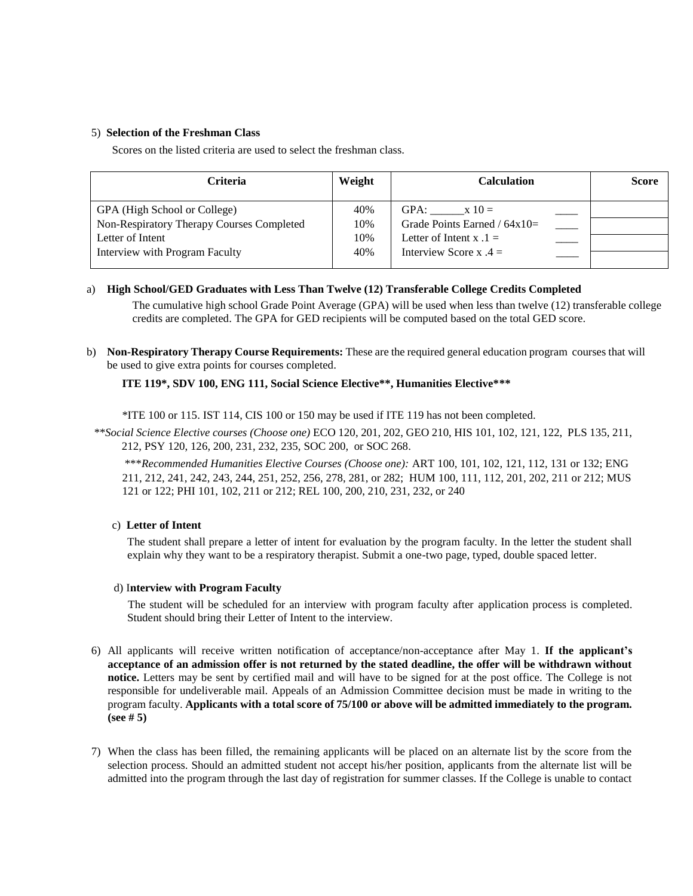5) **Selection of the Freshman Class**

Scores on the listed criteria are used to select the freshman class.

| Criteria | Weight | Calculation | | Score |
|---|---|---|---|---|
| GPA (High School or College) | 40% | GPA: ______x 10 = | ____ | |
| Non-Respiratory Therapy Courses Completed | 10% | Grade Points Earned / 64x10= | ____ | |
| Letter of Intent | 10% | Letter of Intent x .1 = | ____ | |
| Interview with Program Faculty | 40% | Interview Score x .4 = | ____ | |

a) **High School/GED Graduates with Less Than Twelve (12) Transferable College Credits Completed**

The cumulative high school Grade Point Average (GPA) will be used when less than twelve (12) transferable college credits are completed. The GPA for GED recipients will be computed based on the total GED score.

b) **Non-Respiratory Therapy Course Requirements:** These are the required general education program courses that will be used to give extra points for courses completed.

**ITE 119*, SDV 100, ENG 111, Social Science Elective**, Humanities Elective*****

*ITE 100 or 115. IST 114, CIS 100 or 150 may be used if ITE 119 has not been completed.

***Social Science Elective courses (Choose one)* ECO 120, 201, 202, GEO 210, HIS 101, 102, 121, 122, PLS 135, 211, 212, PSY 120, 126, 200, 231, 232, 235, SOC 200, or SOC 268.

****Recommended Humanities Elective Courses (Choose one):* ART 100, 101, 102, 121, 112, 131 or 132; ENG 211, 212, 241, 242, 243, 244, 251, 252, 256, 278, 281, or 282; HUM 100, 111, 112, 201, 202, 211 or 212; MUS 121 or 122; PHI 101, 102, 211 or 212; REL 100, 200, 210, 231, 232, or 240

c) **Letter of Intent**

The student shall prepare a letter of intent for evaluation by the program faculty. In the letter the student shall explain why they want to be a respiratory therapist. Submit a one-two page, typed, double spaced letter.

d) **Interview with Program Faculty**

The student will be scheduled for an interview with program faculty after application process is completed. Student should bring their Letter of Intent to the interview.

6) All applicants will receive written notification of acceptance/non-acceptance after May 1. **If the applicant's acceptance of an admission offer is not returned by the stated deadline, the offer will be withdrawn without notice.** Letters may be sent by certified mail and will have to be signed for at the post office. The College is not responsible for undeliverable mail. Appeals of an Admission Committee decision must be made in writing to the program faculty. **Applicants with a total score of 75/100 or above will be admitted immediately to the program. (see # 5)**

7) When the class has been filled, the remaining applicants will be placed on an alternate list by the score from the selection process. Should an admitted student not accept his/her position, applicants from the alternate list will be admitted into the program through the last day of registration for summer classes. If the College is unable to contact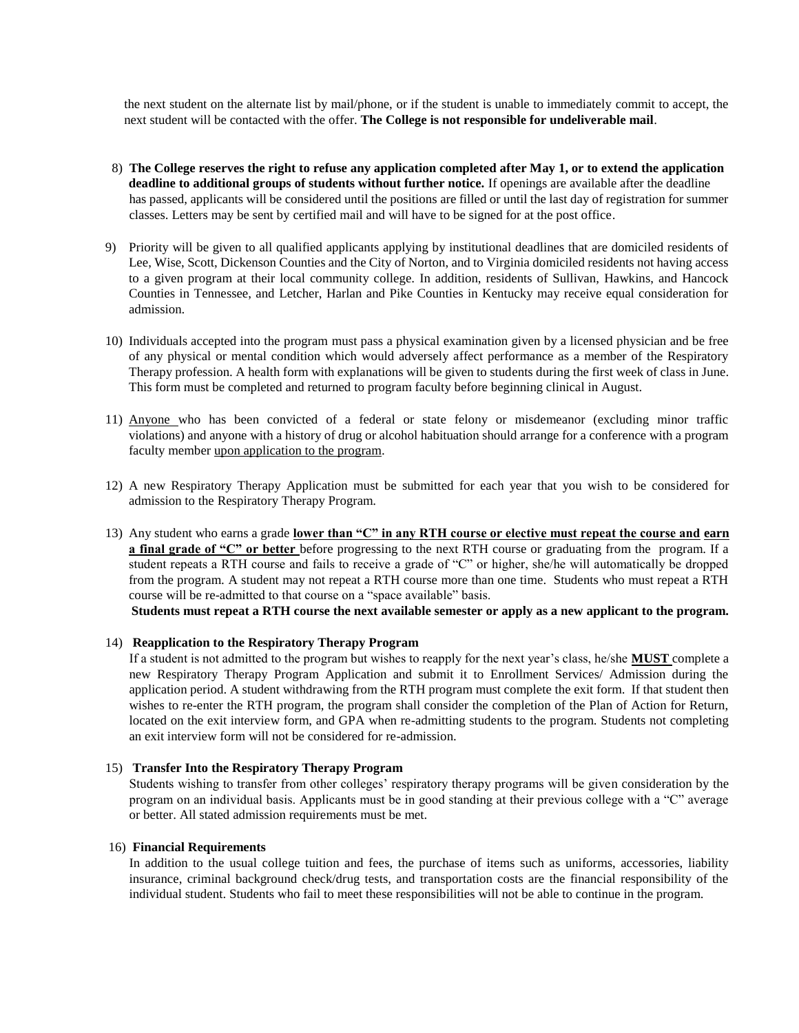the next student on the alternate list by mail/phone, or if the student is unable to immediately commit to accept, the next student will be contacted with the offer. **The College is not responsible for undeliverable mail**.

8) **The College reserves the right to refuse any application completed after May 1, or to extend the application deadline to additional groups of students without further notice.** If openings are available after the deadline has passed, applicants will be considered until the positions are filled or until the last day of registration for summer classes. Letters may be sent by certified mail and will have to be signed for at the post office.

9) Priority will be given to all qualified applicants applying by institutional deadlines that are domiciled residents of Lee, Wise, Scott, Dickenson Counties and the City of Norton, and to Virginia domiciled residents not having access to a given program at their local community college. In addition, residents of Sullivan, Hawkins, and Hancock Counties in Tennessee, and Letcher, Harlan and Pike Counties in Kentucky may receive equal consideration for admission.

10) Individuals accepted into the program must pass a physical examination given by a licensed physician and be free of any physical or mental condition which would adversely affect performance as a member of the Respiratory Therapy profession. A health form with explanations will be given to students during the first week of class in June. This form must be completed and returned to program faculty before beginning clinical in August.

11) Anyone who has been convicted of a federal or state felony or misdemeanor (excluding minor traffic violations) and anyone with a history of drug or alcohol habituation should arrange for a conference with a program faculty member upon application to the program.

12) A new Respiratory Therapy Application must be submitted for each year that you wish to be considered for admission to the Respiratory Therapy Program.

13) Any student who earns a grade **lower than "C" in any RTH course or elective must repeat the course and earn a final grade of "C" or better** before progressing to the next RTH course or graduating from the program. If a student repeats a RTH course and fails to receive a grade of "C" or higher, she/he will automatically be dropped from the program. A student may not repeat a RTH course more than one time. Students who must repeat a RTH course will be re-admitted to that course on a "space available" basis.
**Students must repeat a RTH course the next available semester or apply as a new applicant to the program.**

14) **Reapplication to the Respiratory Therapy Program**
If a student is not admitted to the program but wishes to reapply for the next year's class, he/she **MUST** complete a new Respiratory Therapy Program Application and submit it to Enrollment Services/ Admission during the application period. A student withdrawing from the RTH program must complete the exit form. If that student then wishes to re-enter the RTH program, the program shall consider the completion of the Plan of Action for Return, located on the exit interview form, and GPA when re-admitting students to the program. Students not completing an exit interview form will not be considered for re-admission.

15) **Transfer Into the Respiratory Therapy Program**
Students wishing to transfer from other colleges' respiratory therapy programs will be given consideration by the program on an individual basis. Applicants must be in good standing at their previous college with a "C" average or better. All stated admission requirements must be met.

16) **Financial Requirements**
In addition to the usual college tuition and fees, the purchase of items such as uniforms, accessories, liability insurance, criminal background check/drug tests, and transportation costs are the financial responsibility of the individual student. Students who fail to meet these responsibilities will not be able to continue in the program.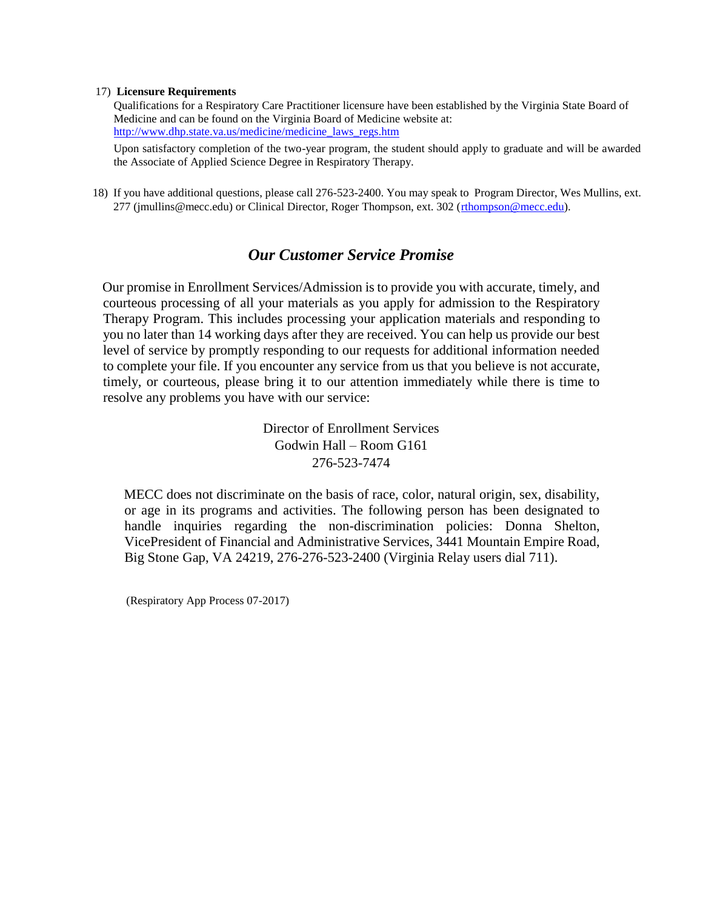17) **Licensure Requirements**

Qualifications for a Respiratory Care Practitioner licensure have been established by the Virginia State Board of Medicine and can be found on the Virginia Board of Medicine website at: http://www.dhp.state.va.us/medicine/medicine_laws_regs.htm

Upon satisfactory completion of the two-year program, the student should apply to graduate and will be awarded the Associate of Applied Science Degree in Respiratory Therapy.

18) If you have additional questions, please call 276-523-2400. You may speak to Program Director, Wes Mullins, ext. 277 (jmullins@mecc.edu) or Clinical Director, Roger Thompson, ext. 302 (rthompson@mecc.edu).

## *Our Customer Service Promise*

Our promise in Enrollment Services/Admission is to provide you with accurate, timely, and courteous processing of all your materials as you apply for admission to the Respiratory Therapy Program. This includes processing your application materials and responding to you no later than 14 working days after they are received. You can help us provide our best level of service by promptly responding to our requests for additional information needed to complete your file. If you encounter any service from us that you believe is not accurate, timely, or courteous, please bring it to our attention immediately while there is time to resolve any problems you have with our service:

Director of Enrollment Services
Godwin Hall – Room G161
276-523-7474

MECC does not discriminate on the basis of race, color, natural origin, sex, disability, or age in its programs and activities. The following person has been designated to handle inquiries regarding the non-discrimination policies: Donna Shelton, VicePresident of Financial and Administrative Services, 3441 Mountain Empire Road, Big Stone Gap, VA 24219, 276-276-523-2400 (Virginia Relay users dial 711).

(Respiratory App Process 07-2017)